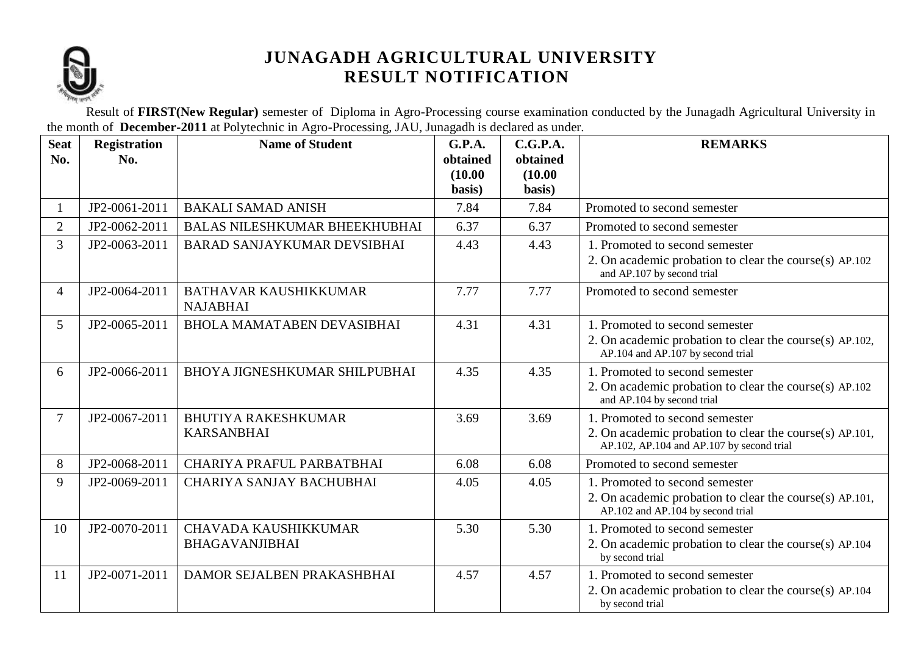# JUNAGADH AGRICULTURAL UNIVERSITY
# RESULT NOTIFICATION

Result of **FIRST(New Regular)** semester of Diploma in Agro-Processing course examination conducted by the Junagadh Agricultural University in the month of **December-2011** at Polytechnic in Agro-Processing, JAU, Junagadh is declared as under.

| Seat No. | Registration No. | Name of Student | G.P.A. obtained (10.00 basis) | C.G.P.A. obtained (10.00 basis) | REMARKS |
|---|---|---|---|---|---|
| 1 | JP2-0061-2011 | BAKALI SAMAD ANISH | 7.84 | 7.84 | Promoted to second semester |
| 2 | JP2-0062-2011 | BALAS NILESHKUMAR BHEEKHUBHAI | 6.37 | 6.37 | Promoted to second semester |
| 3 | JP2-0063-2011 | BARAD SANJAYKUMAR DEVSIBHAI | 4.43 | 4.43 | 1. Promoted to second semester 2. On academic probation to clear the course(s) AP.102 and AP.107 by second trial |
| 4 | JP2-0064-2011 | BATHAVAR KAUSHIKKUMAR NAJABHAI | 7.77 | 7.77 | Promoted to second semester |
| 5 | JP2-0065-2011 | BHOLA MAMATABEN DEVASIBHAI | 4.31 | 4.31 | 1. Promoted to second semester 2. On academic probation to clear the course(s) AP.102, AP.104 and AP.107 by second trial |
| 6 | JP2-0066-2011 | BHOYA JIGNESHKUMAR SHILPUBHAI | 4.35 | 4.35 | 1. Promoted to second semester 2. On academic probation to clear the course(s) AP.102 and AP.104 by second trial |
| 7 | JP2-0067-2011 | BHUTIYA RAKESHKUMAR KARSANBHAI | 3.69 | 3.69 | 1. Promoted to second semester 2. On academic probation to clear the course(s) AP.101, AP.102, AP.104 and AP.107 by second trial |
| 8 | JP2-0068-2011 | CHARIYA PRAFUL PARBATBHAI | 6.08 | 6.08 | Promoted to second semester |
| 9 | JP2-0069-2011 | CHARIYA SANJAY BACHUBHAI | 4.05 | 4.05 | 1. Promoted to second semester 2. On academic probation to clear the course(s) AP.101, AP.102 and AP.104 by second trial |
| 10 | JP2-0070-2011 | CHAVADA KAUSHIKKUMAR BHAGAVANJIBHAI | 5.30 | 5.30 | 1. Promoted to second semester 2. On academic probation to clear the course(s) AP.104 by second trial |
| 11 | JP2-0071-2011 | DAMOR SEJALBEN PRAKASHBHAI | 4.57 | 4.57 | 1. Promoted to second semester 2. On academic probation to clear the course(s) AP.104 by second trial |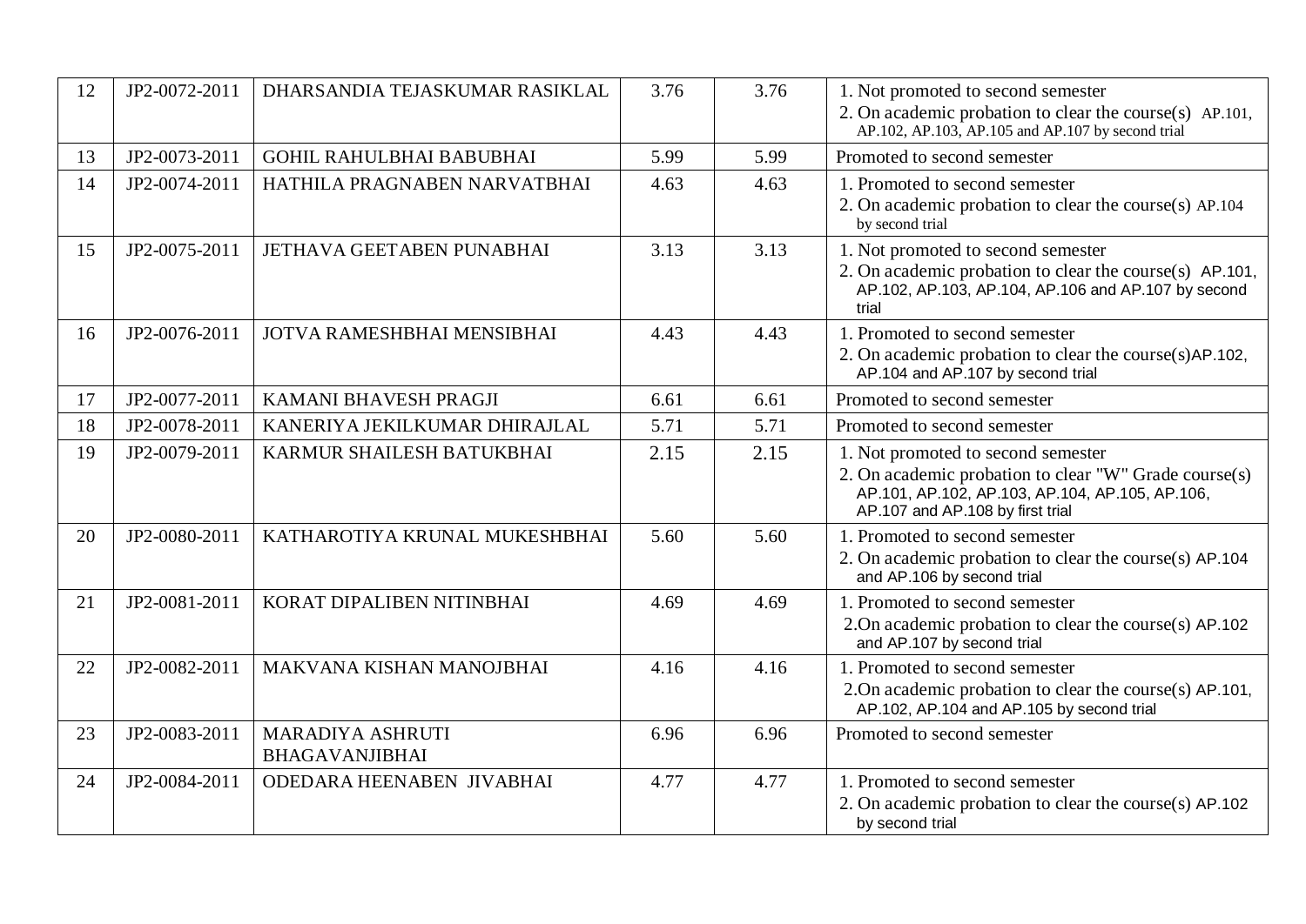| 12 | JP2-0072-2011 | DHARSANDIA TEJASKUMAR RASIKLAL | 3.76 | 3.76 | 1. Not promoted to second semester<br>2. On academic probation to clear the course(s) AP.101, AP.102, AP.103, AP.105 and AP.107 by second trial |
|---|---|---|---|---|---|
| 13 | JP2-0073-2011 | GOHIL RAHULBHAI BABUBHAI | 5.99 | 5.99 | Promoted to second semester |
| 14 | JP2-0074-2011 | HATHILA PRAGNABEN NARVATBHAI | 4.63 | 4.63 | 1. Promoted to second semester<br>2. On academic probation to clear the course(s) AP.104 by second trial |
| 15 | JP2-0075-2011 | JETHAVA GEETABEN PUNABHAI | 3.13 | 3.13 | 1. Not promoted to second semester<br>2. On academic probation to clear the course(s) AP.101, AP.102, AP.103, AP.104, AP.106 and AP.107 by second trial |
| 16 | JP2-0076-2011 | JOTVA RAMESHBHAI MENSIBHAI | 4.43 | 4.43 | 1. Promoted to second semester<br>2. On academic probation to clear the course(s)AP.102, AP.104 and AP.107 by second trial |
| 17 | JP2-0077-2011 | KAMANI BHAVESH PRAGJI | 6.61 | 6.61 | Promoted to second semester |
| 18 | JP2-0078-2011 | KANERIYA JEKILKUMAR DHIRAJLAL | 5.71 | 5.71 | Promoted to second semester |
| 19 | JP2-0079-2011 | KARMUR SHAILESH BATUKBHAI | 2.15 | 2.15 | 1. Not promoted to second semester<br>2. On academic probation to clear "W" Grade course(s) AP.101, AP.102, AP.103, AP.104, AP.105, AP.106, AP.107 and AP.108 by first trial |
| 20 | JP2-0080-2011 | KATHAROTIYA KRUNAL MUKESHBHAI | 5.60 | 5.60 | 1. Promoted to second semester<br>2. On academic probation to clear the course(s) AP.104 and AP.106 by second trial |
| 21 | JP2-0081-2011 | KORAT DIPALIBEN NITINBHAI | 4.69 | 4.69 | 1. Promoted to second semester<br>2.On academic probation to clear the course(s) AP.102 and AP.107 by second trial |
| 22 | JP2-0082-2011 | MAKVANA KISHAN MANOJBHAI | 4.16 | 4.16 | 1. Promoted to second semester<br>2.On academic probation to clear the course(s) AP.101, AP.102, AP.104 and AP.105 by second trial |
| 23 | JP2-0083-2011 | MARADIYA ASHRUTI BHAGAVANJIBHAI | 6.96 | 6.96 | Promoted to second semester |
| 24 | JP2-0084-2011 | ODEDARA HEENABEN JIVABHAI | 4.77 | 4.77 | 1. Promoted to second semester<br>2. On academic probation to clear the course(s) AP.102 by second trial |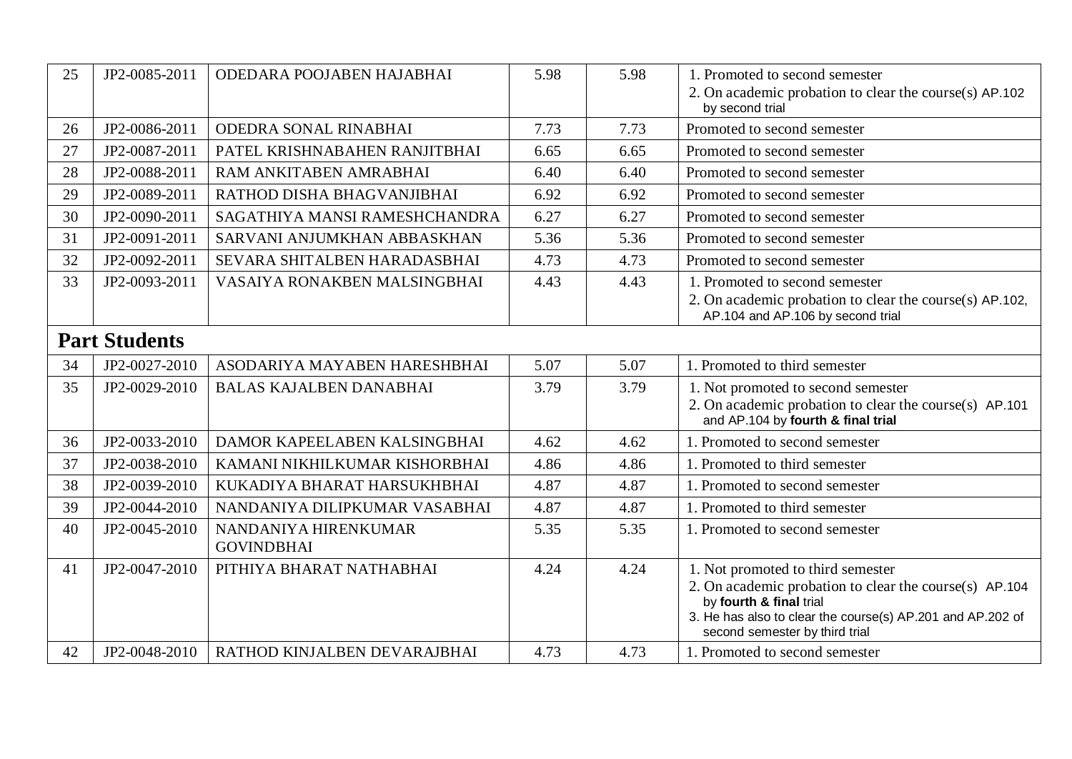| 25 | JP2-0085-2011 | ODEDARA POOJABEN HAJABHAI | 5.98 | 5.98 | 1. Promoted to second semester<br>2. On academic probation to clear the course(s) AP.102 by second trial |
|---|---|---|---|---|---|
| 26 | JP2-0086-2011 | ODEDRA SONAL RINABHAI | 7.73 | 7.73 | Promoted to second semester |
| 27 | JP2-0087-2011 | PATEL KRISHNABAHEN RANJITBHAI | 6.65 | 6.65 | Promoted to second semester |
| 28 | JP2-0088-2011 | RAM ANKITABEN AMRABHAI | 6.40 | 6.40 | Promoted to second semester |
| 29 | JP2-0089-2011 | RATHOD DISHA BHAGVANJIBHAI | 6.92 | 6.92 | Promoted to second semester |
| 30 | JP2-0090-2011 | SAGATHIYA MANSI RAMESHCHANDRA | 6.27 | 6.27 | Promoted to second semester |
| 31 | JP2-0091-2011 | SARVANI ANJUMKHAN ABBASKHAN | 5.36 | 5.36 | Promoted to second semester |
| 32 | JP2-0092-2011 | SEVARA SHITALBEN HARADASBHAI | 4.73 | 4.73 | Promoted to second semester |
| 33 | JP2-0093-2011 | VASAIYA RONAKBEN MALSINGBHAI | 4.43 | 4.43 | 1. Promoted to second semester<br>2. On academic probation to clear the course(s) AP.102, AP.104 and AP.106 by second trial |
| **Part Students** | | | | | |
| 34 | JP2-0027-2010 | ASODARIYA MAYABEN HARESHBHAI | 5.07 | 5.07 | 1. Promoted to third semester |
| 35 | JP2-0029-2010 | BALAS KAJALBEN DANABHAI | 3.79 | 3.79 | 1. Not promoted to second semester<br>2. On academic probation to clear the course(s) AP.101 and AP.104 by **fourth & final trial** |
| 36 | JP2-0033-2010 | DAMOR KAPEELABEN KALSINGBHAI | 4.62 | 4.62 | 1. Promoted to second semester |
| 37 | JP2-0038-2010 | KAMANI NIKHILKUMAR KISHORBHAI | 4.86 | 4.86 | 1. Promoted to third semester |
| 38 | JP2-0039-2010 | KUKADIYA BHARAT HARSUKHBHAI | 4.87 | 4.87 | 1. Promoted to second semester |
| 39 | JP2-0044-2010 | NANDANIYA DILIPKUMAR VASABHAI | 4.87 | 4.87 | 1. Promoted to third semester |
| 40 | JP2-0045-2010 | NANDANIYA HIRENKUMAR GOVINDBHAI | 5.35 | 5.35 | 1. Promoted to second semester |
| 41 | JP2-0047-2010 | PITHIYA BHARAT NATHABHAI | 4.24 | 4.24 | 1. Not promoted to third semester<br>2. On academic probation to clear the course(s) AP.104 by **fourth & final** trial<br>3. He has also to clear the course(s) AP.201 and AP.202 of second semester by third trial |
| 42 | JP2-0048-2010 | RATHOD KINJALBEN DEVARAJBHAI | 4.73 | 4.73 | 1. Promoted to second semester |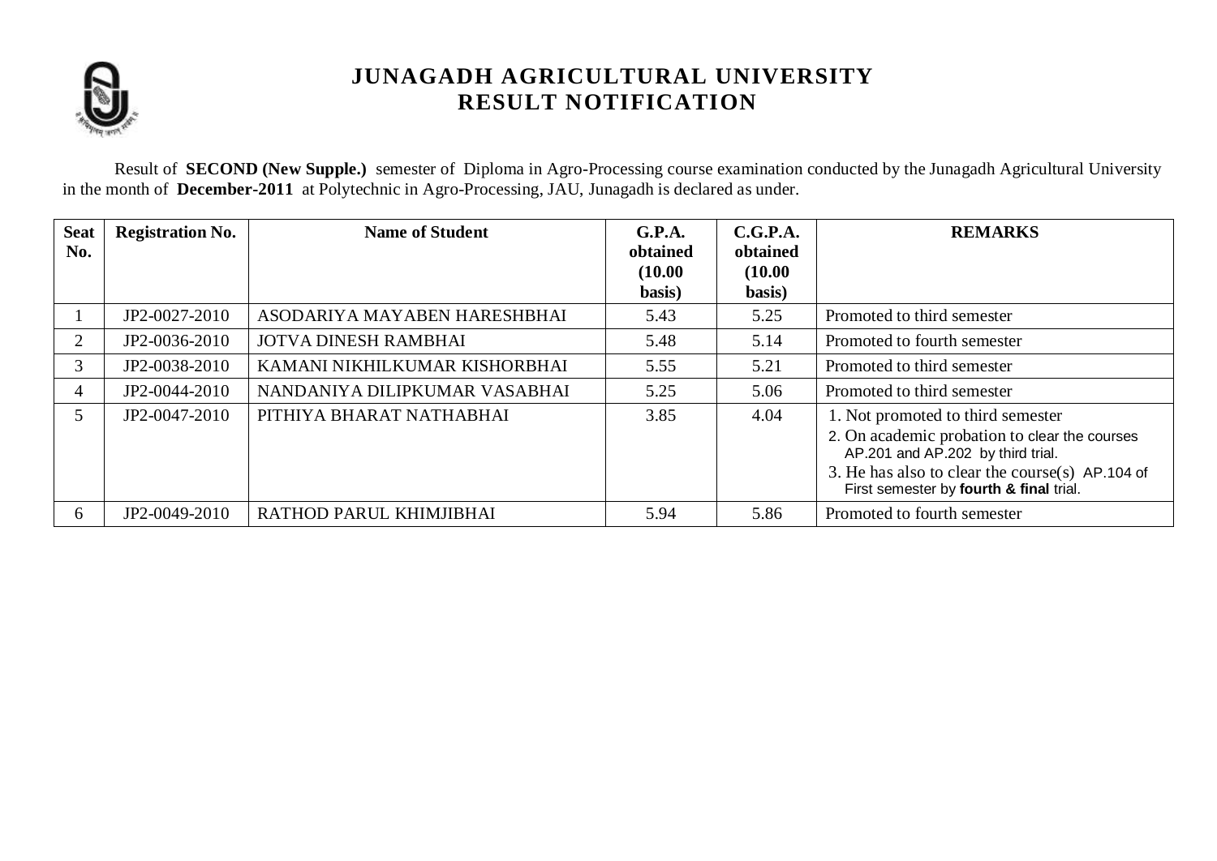# JUNAGADH AGRICULTURAL UNIVERSITY
## RESULT NOTIFICATION

Result of **SECOND (New Supple.)** semester of Diploma in Agro-Processing course examination conducted by the Junagadh Agricultural University in the month of **December-2011** at Polytechnic in Agro-Processing, JAU, Junagadh is declared as under.

| Seat No. | Registration No. | Name of Student | G.P.A. obtained (10.00 basis) | C.G.P.A. obtained (10.00 basis) | REMARKS |
|---|---|---|---|---|---|
| 1 | JP2-0027-2010 | ASODARIYA MAYABEN HARESHBHAI | 5.43 | 5.25 | Promoted to third semester |
| 2 | JP2-0036-2010 | JOTVA DINESH RAMBHAI | 5.48 | 5.14 | Promoted to fourth semester |
| 3 | JP2-0038-2010 | KAMANI NIKHILKUMAR KISHORBHAI | 5.55 | 5.21 | Promoted to third semester |
| 4 | JP2-0044-2010 | NANDANIYA DILIPKUMAR VASABHAI | 5.25 | 5.06 | Promoted to third semester |
| 5 | JP2-0047-2010 | PITHIYA BHARAT NATHABHAI | 3.85 | 4.04 | 1. Not promoted to third semester<br>2. On academic probation to clear the courses AP.201 and AP.202 by third trial.<br>3. He has also to clear the course(s) AP.104 of First semester by **fourth & final** trial. |
| 6 | JP2-0049-2010 | RATHOD PARUL KHIMJIBHAI | 5.94 | 5.86 | Promoted to fourth semester |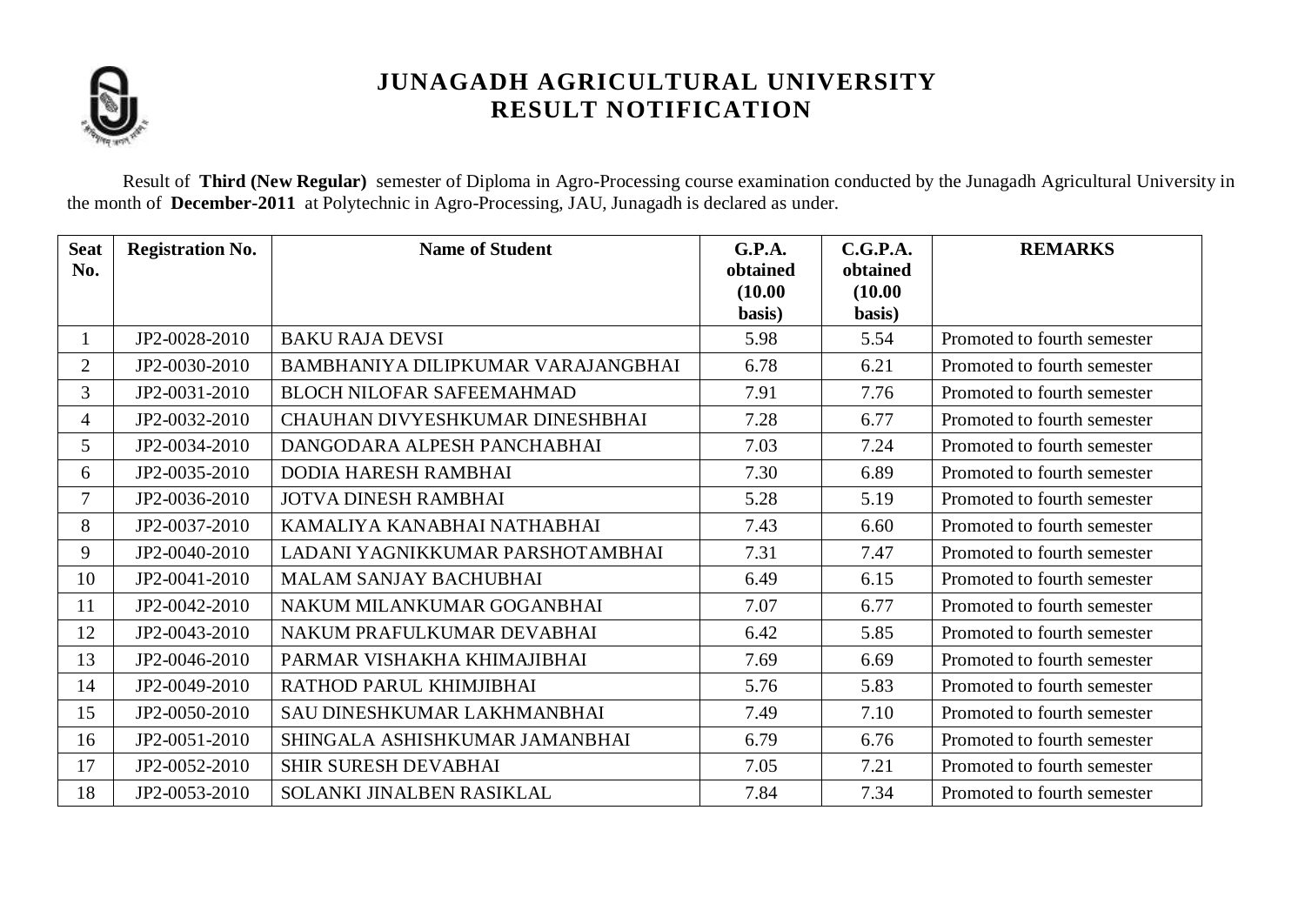# JUNAGADH AGRICULTURAL UNIVERSITY
## RESULT NOTIFICATION

Result of **Third (New Regular)** semester of Diploma in Agro-Processing course examination conducted by the Junagadh Agricultural University in the month of **December-2011** at Polytechnic in Agro-Processing, JAU, Junagadh is declared as under.

| Seat No. | Registration No. | Name of Student | G.P.A. obtained (10.00 basis) | C.G.P.A. obtained (10.00 basis) | REMARKS |
|---|---|---|---|---|---|
| 1 | JP2-0028-2010 | BAKU RAJA DEVSI | 5.98 | 5.54 | Promoted to fourth semester |
| 2 | JP2-0030-2010 | BAMBHANIYA DILIPKUMAR VARAJANGBHAI | 6.78 | 6.21 | Promoted to fourth semester |
| 3 | JP2-0031-2010 | BLOCH NILOFAR SAFEEMAHMAD | 7.91 | 7.76 | Promoted to fourth semester |
| 4 | JP2-0032-2010 | CHAUHAN DIVYESHKUMAR DINESHBHAI | 7.28 | 6.77 | Promoted to fourth semester |
| 5 | JP2-0034-2010 | DANGODARA ALPESH PANCHABHAI | 7.03 | 7.24 | Promoted to fourth semester |
| 6 | JP2-0035-2010 | DODIA HARESH RAMBHAI | 7.30 | 6.89 | Promoted to fourth semester |
| 7 | JP2-0036-2010 | JOTVA DINESH RAMBHAI | 5.28 | 5.19 | Promoted to fourth semester |
| 8 | JP2-0037-2010 | KAMALIYA KANABHAI NATHABHAI | 7.43 | 6.60 | Promoted to fourth semester |
| 9 | JP2-0040-2010 | LADANI YAGNIKKUMAR PARSHOTAMBHAI | 7.31 | 7.47 | Promoted to fourth semester |
| 10 | JP2-0041-2010 | MALAM SANJAY BACHUBHAI | 6.49 | 6.15 | Promoted to fourth semester |
| 11 | JP2-0042-2010 | NAKUM MILANKUMAR GOGANBHAI | 7.07 | 6.77 | Promoted to fourth semester |
| 12 | JP2-0043-2010 | NAKUM PRAFULKUMAR DEVABHAI | 6.42 | 5.85 | Promoted to fourth semester |
| 13 | JP2-0046-2010 | PARMAR VISHAKHA KHIMAJIBHAI | 7.69 | 6.69 | Promoted to fourth semester |
| 14 | JP2-0049-2010 | RATHOD PARUL KHIMJIBHAI | 5.76 | 5.83 | Promoted to fourth semester |
| 15 | JP2-0050-2010 | SAU DINESHKUMAR LAKHMANBHAI | 7.49 | 7.10 | Promoted to fourth semester |
| 16 | JP2-0051-2010 | SHINGALA ASHISHKUMAR JAMANBHAI | 6.79 | 6.76 | Promoted to fourth semester |
| 17 | JP2-0052-2010 | SHIR SURESH DEVABHAI | 7.05 | 7.21 | Promoted to fourth semester |
| 18 | JP2-0053-2010 | SOLANKI JINALBEN RASIKLAL | 7.84 | 7.34 | Promoted to fourth semester |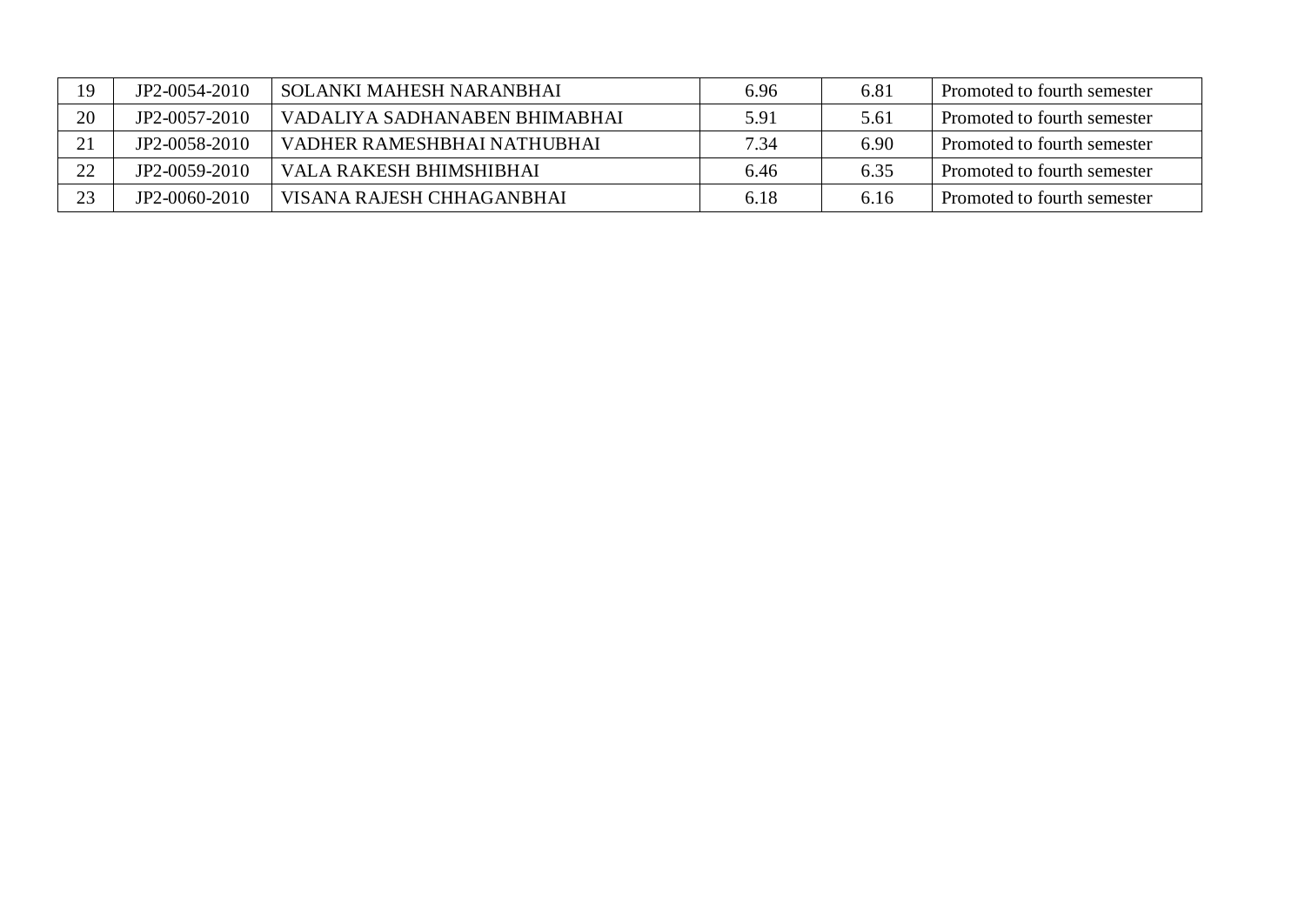| | | | | | |
|---|---|---|---|---|---|
| 19 | JP2-0054-2010 | SOLANKI MAHESH NARANBHAI | 6.96 | 6.81 | Promoted to fourth semester |
| 20 | JP2-0057-2010 | VADALIYA SADHANABEN BHIMABHAI | 5.91 | 5.61 | Promoted to fourth semester |
| 21 | JP2-0058-2010 | VADHER RAMESHBHAI NATHUBHAI | 7.34 | 6.90 | Promoted to fourth semester |
| 22 | JP2-0059-2010 | VALA RAKESH BHIMSHIBHAI | 6.46 | 6.35 | Promoted to fourth semester |
| 23 | JP2-0060-2010 | VISANA RAJESH CHHAGANBHAI | 6.18 | 6.16 | Promoted to fourth semester |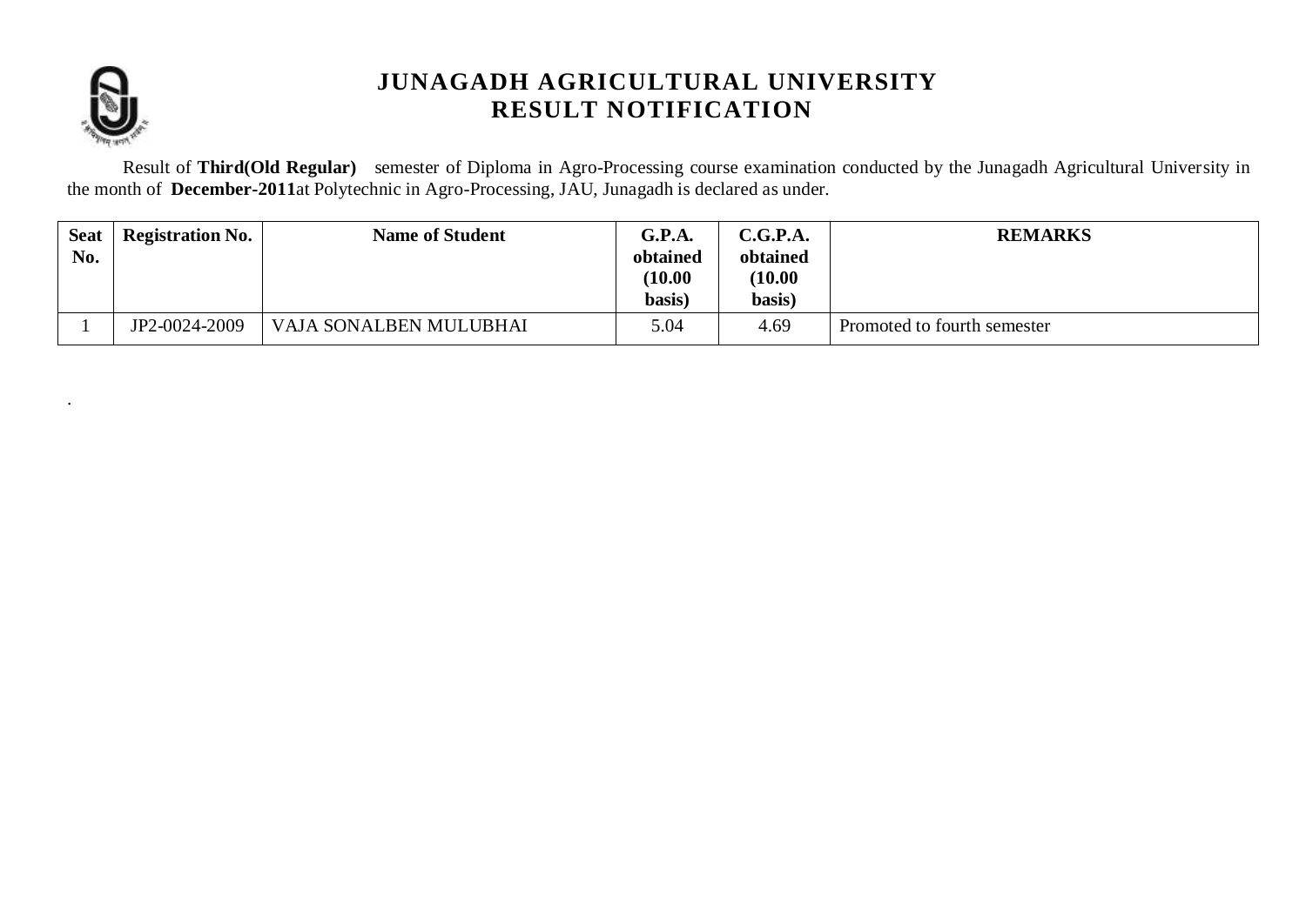# JUNAGADH AGRICULTURAL UNIVERSITY
# RESULT NOTIFICATION

Result of **Third(Old Regular)** semester of Diploma in Agro-Processing course examination conducted by the Junagadh Agricultural University in the month of **December-2011**at Polytechnic in Agro-Processing, JAU, Junagadh is declared as under.

| Seat No. | Registration No. | Name of Student | G.P.A. obtained (10.00 basis) | C.G.P.A. obtained (10.00 basis) | REMARKS |
|---|---|---|---|---|---|
| 1 | JP2-0024-2009 | VAJA SONALBEN MULUBHAI | 5.04 | 4.69 | Promoted to fourth semester |

.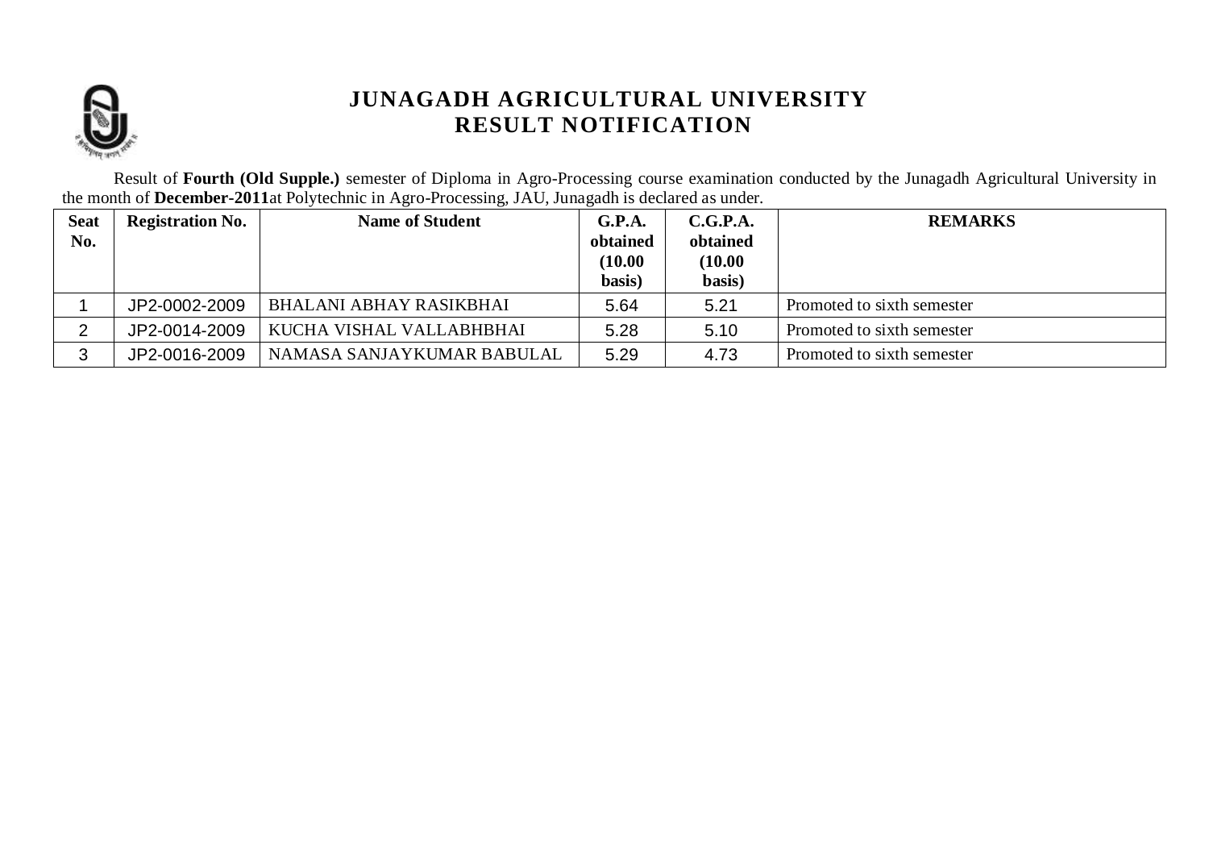# JUNAGADH AGRICULTURAL UNIVERSITY
## RESULT NOTIFICATION

Result of **Fourth (Old Supple.)** semester of Diploma in Agro-Processing course examination conducted by the Junagadh Agricultural University in the month of **December-2011**at Polytechnic in Agro-Processing, JAU, Junagadh is declared as under.

| Seat No. | Registration No. | Name of Student | G.P.A. obtained (10.00 basis) | C.G.P.A. obtained (10.00 basis) | REMARKS |
|---|---|---|---|---|---|
| 1 | JP2-0002-2009 | BHALANI ABHAY RASIKBHAI | 5.64 | 5.21 | Promoted to sixth semester |
| 2 | JP2-0014-2009 | KUCHA VISHAL VALLABHBHAI | 5.28 | 5.10 | Promoted to sixth semester |
| 3 | JP2-0016-2009 | NAMASA SANJAYKUMAR BABULAL | 5.29 | 4.73 | Promoted to sixth semester |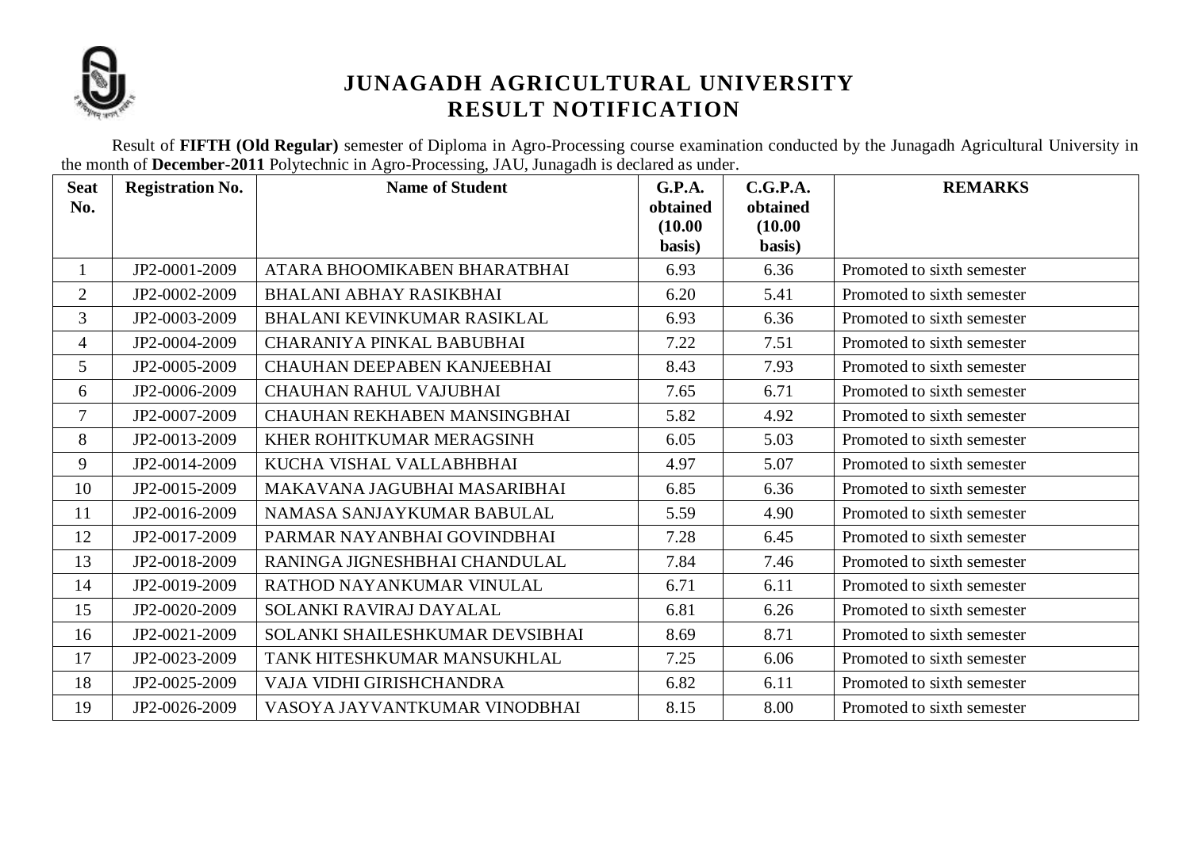# JUNAGADH AGRICULTURAL UNIVERSITY
## RESULT NOTIFICATION

Result of **FIFTH (Old Regular)** semester of Diploma in Agro-Processing course examination conducted by the Junagadh Agricultural University in the month of **December-2011** Polytechnic in Agro-Processing, JAU, Junagadh is declared as under.

| Seat No. | Registration No. | Name of Student | G.P.A. obtained (10.00 basis) | C.G.P.A. obtained (10.00 basis) | REMARKS |
|---|---|---|---|---|---|
| 1 | JP2-0001-2009 | ATARA BHOOMIKABEN BHARATBHAI | 6.93 | 6.36 | Promoted to sixth semester |
| 2 | JP2-0002-2009 | BHALANI ABHAY RASIKBHAI | 6.20 | 5.41 | Promoted to sixth semester |
| 3 | JP2-0003-2009 | BHALANI KEVINKUMAR RASIKLAL | 6.93 | 6.36 | Promoted to sixth semester |
| 4 | JP2-0004-2009 | CHARANIYA PINKAL BABUBHAI | 7.22 | 7.51 | Promoted to sixth semester |
| 5 | JP2-0005-2009 | CHAUHAN DEEPABEN KANJEEBHAI | 8.43 | 7.93 | Promoted to sixth semester |
| 6 | JP2-0006-2009 | CHAUHAN RAHUL VAJUBHAI | 7.65 | 6.71 | Promoted to sixth semester |
| 7 | JP2-0007-2009 | CHAUHAN REKHABEN MANSINGBHAI | 5.82 | 4.92 | Promoted to sixth semester |
| 8 | JP2-0013-2009 | KHER ROHITKUMAR MERAGSINH | 6.05 | 5.03 | Promoted to sixth semester |
| 9 | JP2-0014-2009 | KUCHA VISHAL VALLABHBHAI | 4.97 | 5.07 | Promoted to sixth semester |
| 10 | JP2-0015-2009 | MAKAVANA JAGUBHAI MASARIBHAI | 6.85 | 6.36 | Promoted to sixth semester |
| 11 | JP2-0016-2009 | NAMASA SANJAYKUMAR BABULAL | 5.59 | 4.90 | Promoted to sixth semester |
| 12 | JP2-0017-2009 | PARMAR NAYANBHAI GOVINDBHAI | 7.28 | 6.45 | Promoted to sixth semester |
| 13 | JP2-0018-2009 | RANINGA JIGNESHBHAI CHANDULAL | 7.84 | 7.46 | Promoted to sixth semester |
| 14 | JP2-0019-2009 | RATHOD NAYANKUMAR VINULAL | 6.71 | 6.11 | Promoted to sixth semester |
| 15 | JP2-0020-2009 | SOLANKI RAVIRAJ DAYALAL | 6.81 | 6.26 | Promoted to sixth semester |
| 16 | JP2-0021-2009 | SOLANKI SHAILESHKUMAR DEVSIBHAI | 8.69 | 8.71 | Promoted to sixth semester |
| 17 | JP2-0023-2009 | TANK HITESHKUMAR MANSUKHLAL | 7.25 | 6.06 | Promoted to sixth semester |
| 18 | JP2-0025-2009 | VAJA VIDHI GIRISHCHANDRA | 6.82 | 6.11 | Promoted to sixth semester |
| 19 | JP2-0026-2009 | VASOYA JAYVANTKUMAR VINODBHAI | 8.15 | 8.00 | Promoted to sixth semester |